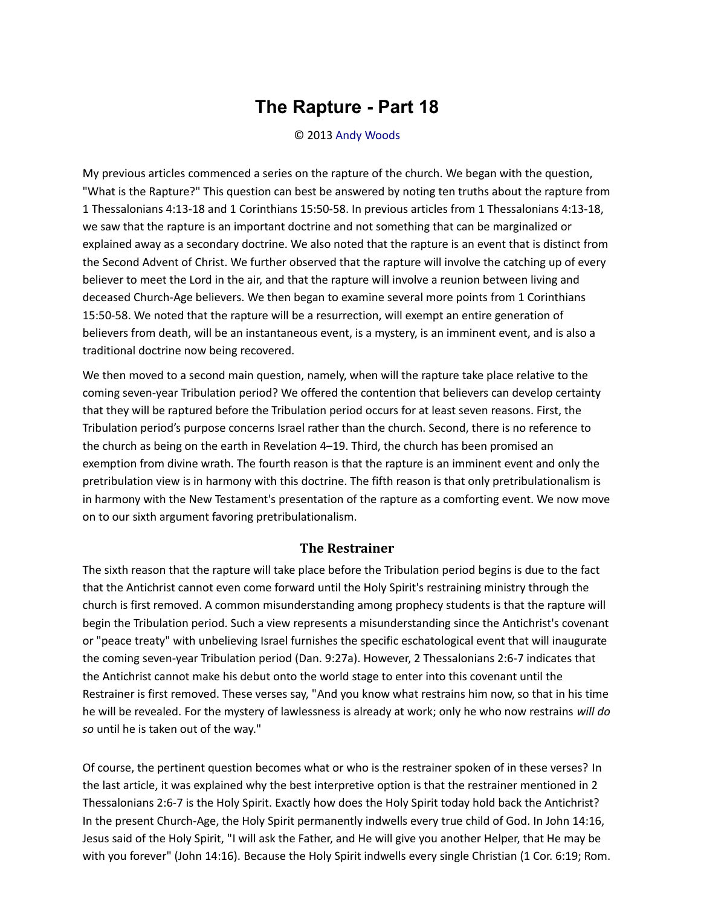# The Rapture - Part 18

© 2013 Andy Woods

My previous articles commenced a series on the rapture of the church. We began with the question, "What is the Rapture?" This question can best be answered by noting ten truths about the rapture from 1 Thessalonians 4:13-18 and 1 Corinthians 15:50-58. In previous articles from 1 Thessalonians 4:13-18, we saw that the rapture is an important doctrine and not something that can be marginalized or explained away as a secondary doctrine. We also noted that the rapture is an event that is distinct from the Second Advent of Christ. We further observed that the rapture will involve the catching up of every believer to meet the Lord in the air, and that the rapture will involve a reunion between living and deceased Church-Age believers. We then began to examine several more points from 1 Corinthians 15:50-58. We noted that the rapture will be a resurrection, will exempt an entire generation of believers from death, will be an instantaneous event, is a mystery, is an imminent event, and is also a traditional doctrine now being recovered.

We then moved to a second main question, namely, when will the rapture take place relative to the coming seven-year Tribulation period? We offered the contention that believers can develop certainty that they will be raptured before the Tribulation period occurs for at least seven reasons. First, the Tribulation period's purpose concerns Israel rather than the church. Second, there is no reference to the church as being on the earth in Revelation 4–19. Third, the church has been promised an exemption from divine wrath. The fourth reason is that the rapture is an imminent event and only the pretribulation view is in harmony with this doctrine. The fifth reason is that only pretribulationalism is in harmony with the New Testament's presentation of the rapture as a comforting event. We now move on to our sixth argument favoring pretribulationalism.

## The Restrainer

The sixth reason that the rapture will take place before the Tribulation period begins is due to the fact that the Antichrist cannot even come forward until the Holy Spirit's restraining ministry through the church is first removed. A common misunderstanding among prophecy students is that the rapture will begin the Tribulation period. Such a view represents a misunderstanding since the Antichrist's covenant or "peace treaty" with unbelieving Israel furnishes the specific eschatological event that will inaugurate the coming seven-year Tribulation period (Dan. 9:27a). However, 2 Thessalonians 2:6-7 indicates that the Antichrist cannot make his debut onto the world stage to enter into this covenant until the Restrainer is first removed. These verses say, "And you know what restrains him now, so that in his time he will be revealed. For the mystery of lawlessness is already at work; only he who now restrains *will do so* until he is taken out of the way."

Of course, the pertinent question becomes what or who is the restrainer spoken of in these verses? In the last article, it was explained why the best interpretive option is that the restrainer mentioned in 2 Thessalonians 2:6-7 is the Holy Spirit. Exactly how does the Holy Spirit today hold back the Antichrist? In the present Church-Age, the Holy Spirit permanently indwells every true child of God. In John 14:16, Jesus said of the Holy Spirit, "I will ask the Father, and He will give you another Helper, that He may be with you forever" (John 14:16). Because the Holy Spirit indwells every single Christian (1 Cor. 6:19; Rom.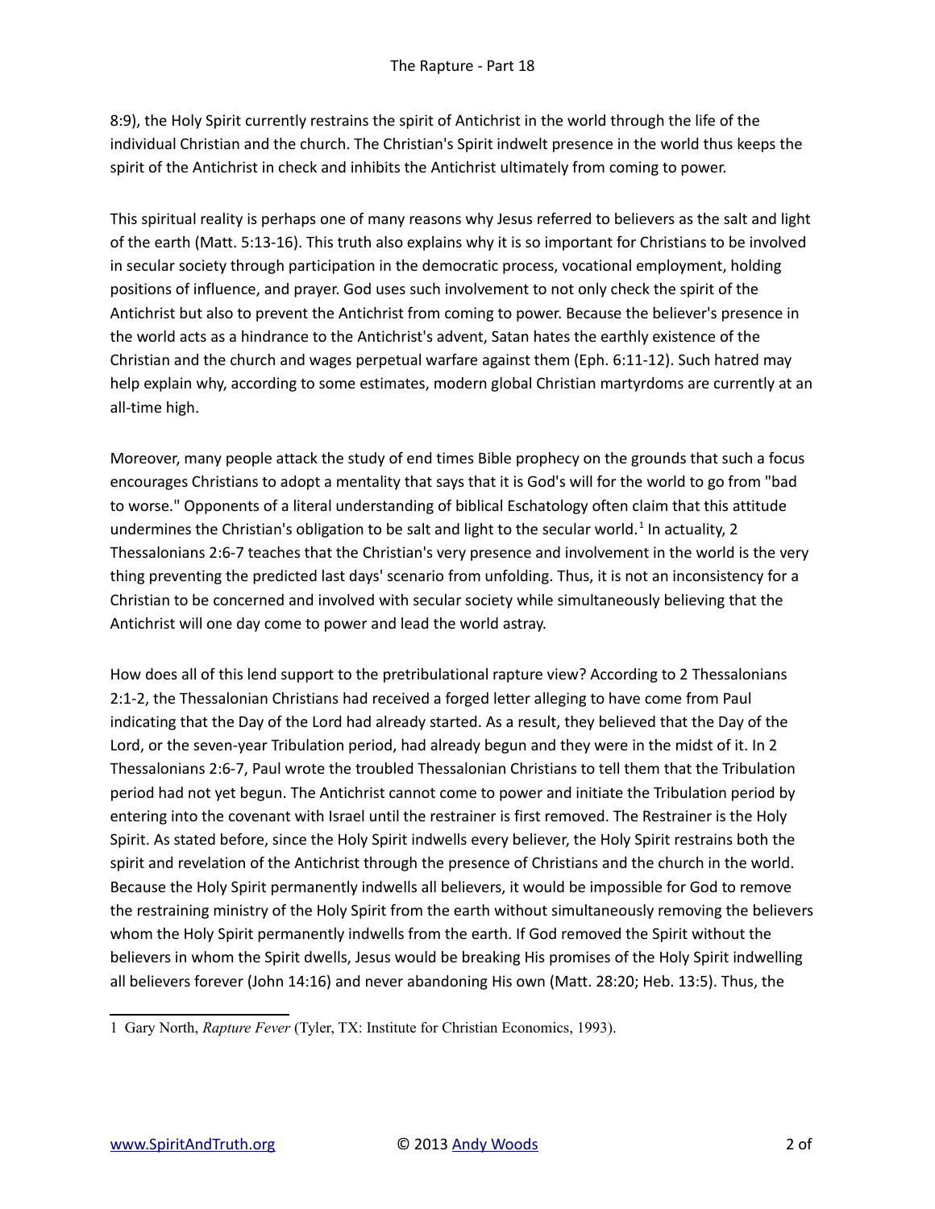8:9), the Holy Spirit currently restrains the spirit of Antichrist in the world through the life of the individual Christian and the church. The Christian's Spirit indwelt presence in the world thus keeps the spirit of the Antichrist in check and inhibits the Antichrist ultimately from coming to power.

This spiritual reality is perhaps one of many reasons why Jesus referred to believers as the salt and light of the earth (Matt. 5:13-16). This truth also explains why it is so important for Christians to be involved in secular society through participation in the democratic process, vocational employment, holding positions of influence, and prayer. God uses such involvement to not only check the spirit of the Antichrist but also to prevent the Antichrist from coming to power. Because the believer's presence in the world acts as a hindrance to the Antichrist's advent, Satan hates the earthly existence of the Christian and the church and wages perpetual warfare against them (Eph. 6:11-12). Such hatred may help explain why, according to some estimates, modern global Christian martyrdoms are currently at an all-time high.

Moreover, many people attack the study of end times Bible prophecy on the grounds that such a focus encourages Christians to adopt a mentality that says that it is God's will for the world to go from "bad to worse." Opponents of a literal understanding of biblical Eschatology often claim that this attitude undermines the Christian's obligation to be salt and light to the secular world.[1] In actuality, 2 Thessalonians 2:6-7 teaches that the Christian's very presence and involvement in the world is the very thing preventing the predicted last days' scenario from unfolding. Thus, it is not an inconsistency for a Christian to be concerned and involved with secular society while simultaneously believing that the Antichrist will one day come to power and lead the world astray.

How does all of this lend support to the pretribulational rapture view? According to 2 Thessalonians 2:1-2, the Thessalonian Christians had received a forged letter alleging to have come from Paul indicating that the Day of the Lord had already started. As a result, they believed that the Day of the Lord, or the seven-year Tribulation period, had already begun and they were in the midst of it. In 2 Thessalonians 2:6-7, Paul wrote the troubled Thessalonian Christians to tell them that the Tribulation period had not yet begun. The Antichrist cannot come to power and initiate the Tribulation period by entering into the covenant with Israel until the restrainer is first removed. The Restrainer is the Holy Spirit. As stated before, since the Holy Spirit indwells every believer, the Holy Spirit restrains both the spirit and revelation of the Antichrist through the presence of Christians and the church in the world. Because the Holy Spirit permanently indwells all believers, it would be impossible for God to remove the restraining ministry of the Holy Spirit from the earth without simultaneously removing the believers whom the Holy Spirit permanently indwells from the earth. If God removed the Spirit without the believers in whom the Spirit dwells, Jesus would be breaking His promises of the Holy Spirit indwelling all believers forever (John 14:16) and never abandoning His own (Matt. 28:20; Heb. 13:5). Thus, the

---

[1] Gary North, *Rapture Fever* (Tyler, TX: Institute for Christian Economics, 1993).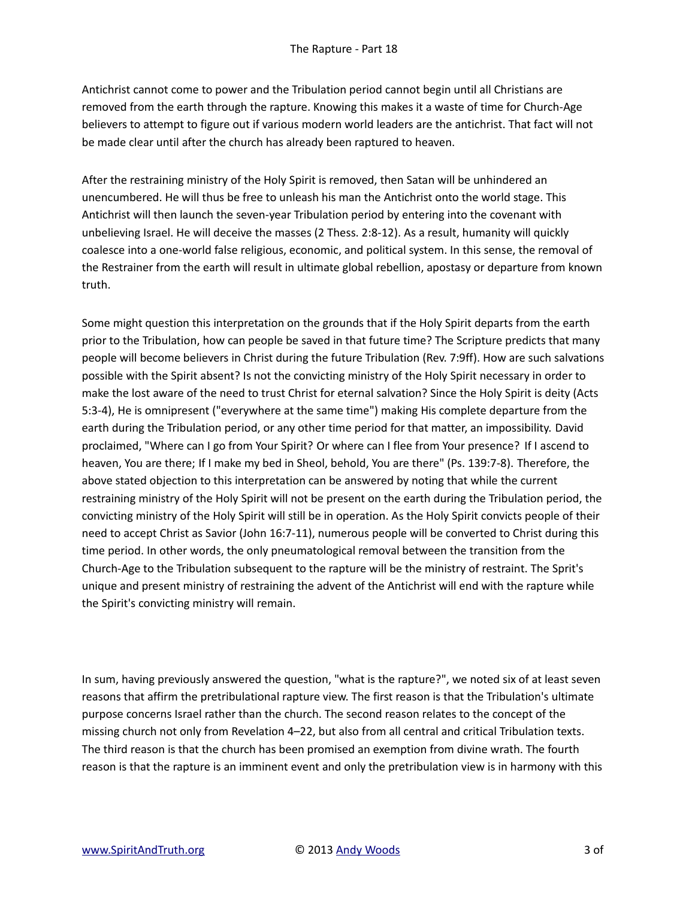Antichrist cannot come to power and the Tribulation period cannot begin until all Christians are removed from the earth through the rapture. Knowing this makes it a waste of time for Church-Age believers to attempt to figure out if various modern world leaders are the antichrist. That fact will not be made clear until after the church has already been raptured to heaven.

After the restraining ministry of the Holy Spirit is removed, then Satan will be unhindered an unencumbered. He will thus be free to unleash his man the Antichrist onto the world stage. This Antichrist will then launch the seven-year Tribulation period by entering into the covenant with unbelieving Israel. He will deceive the masses (2 Thess. 2:8-12). As a result, humanity will quickly coalesce into a one-world false religious, economic, and political system. In this sense, the removal of the Restrainer from the earth will result in ultimate global rebellion, apostasy or departure from known truth.

Some might question this interpretation on the grounds that if the Holy Spirit departs from the earth prior to the Tribulation, how can people be saved in that future time? The Scripture predicts that many people will become believers in Christ during the future Tribulation (Rev. 7:9ff). How are such salvations possible with the Spirit absent? Is not the convicting ministry of the Holy Spirit necessary in order to make the lost aware of the need to trust Christ for eternal salvation? Since the Holy Spirit is deity (Acts 5:3-4), He is omnipresent ("everywhere at the same time") making His complete departure from the earth during the Tribulation period, or any other time period for that matter, an impossibility. David proclaimed, "Where can I go from Your Spirit? Or where can I flee from Your presence? If I ascend to heaven, You are there; If I make my bed in Sheol, behold, You are there" (Ps. 139:7-8). Therefore, the above stated objection to this interpretation can be answered by noting that while the current restraining ministry of the Holy Spirit will not be present on the earth during the Tribulation period, the convicting ministry of the Holy Spirit will still be in operation. As the Holy Spirit convicts people of their need to accept Christ as Savior (John 16:7-11), numerous people will be converted to Christ during this time period. In other words, the only pneumatological removal between the transition from the Church-Age to the Tribulation subsequent to the rapture will be the ministry of restraint. The Sprit's unique and present ministry of restraining the advent of the Antichrist will end with the rapture while the Spirit's convicting ministry will remain.

In sum, having previously answered the question, "what is the rapture?", we noted six of at least seven reasons that affirm the pretribulational rapture view. The first reason is that the Tribulation's ultimate purpose concerns Israel rather than the church. The second reason relates to the concept of the missing church not only from Revelation 4–22, but also from all central and critical Tribulation texts. The third reason is that the church has been promised an exemption from divine wrath. The fourth reason is that the rapture is an imminent event and only the pretribulation view is in harmony with this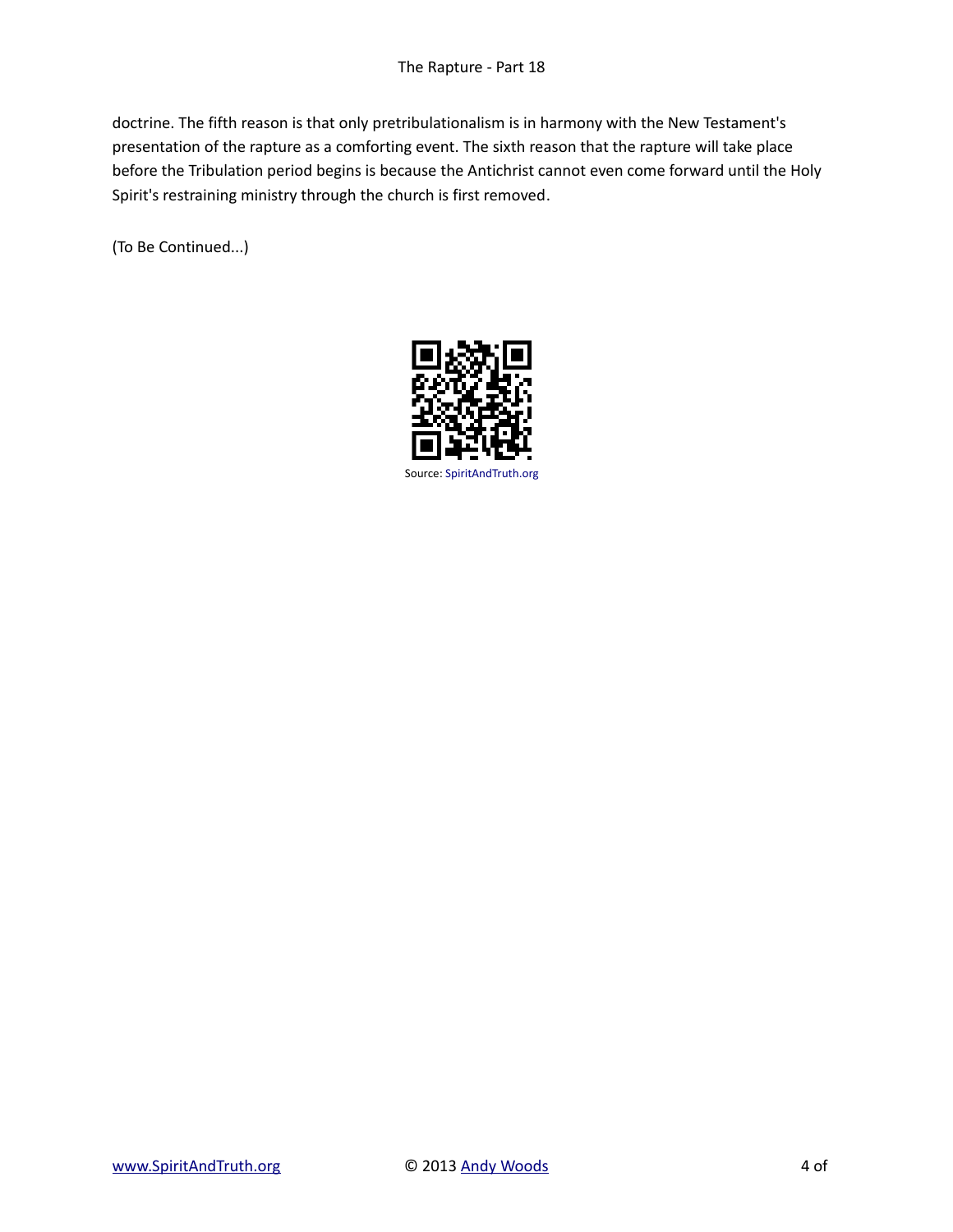doctrine. The fifth reason is that only pretribulationalism is in harmony with the New Testament's presentation of the rapture as a comforting event. The sixth reason that the rapture will take place before the Tribulation period begins is because the Antichrist cannot even come forward until the Holy Spirit's restraining ministry through the church is first removed.

(To Be Continued...)

Source: SpiritAndTruth.org